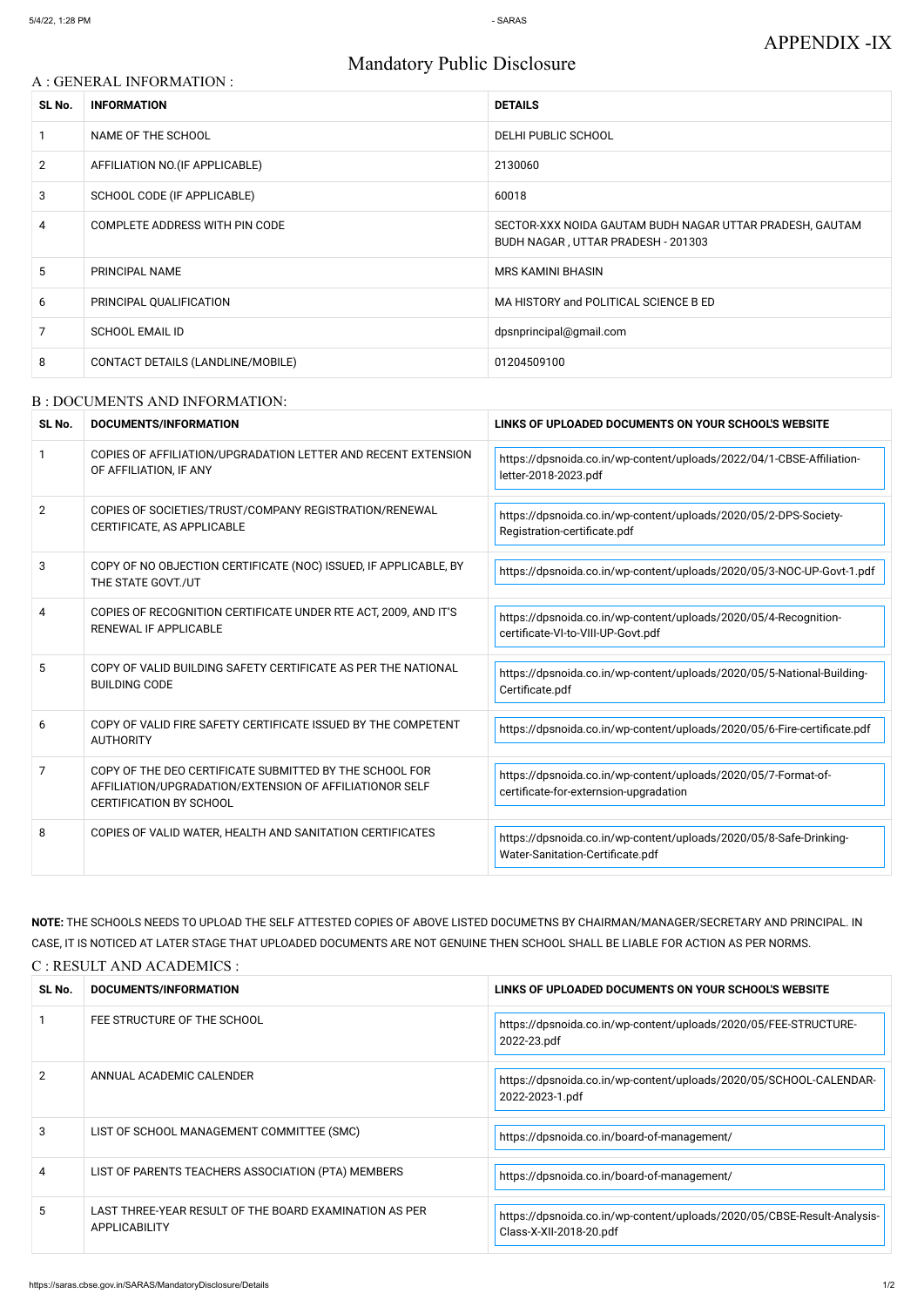APPENDIX -IX

# Mandatory Public Disclosure

## A : GENERAL INFORMATION :

| SL No. | INFORMATION | DETAILS |
|---|---|---|
| 1 | NAME OF THE SCHOOL | DELHI PUBLIC SCHOOL |
| 2 | AFFILIATION NO.(IF APPLICABLE) | 2130060 |
| 3 | SCHOOL CODE (IF APPLICABLE) | 60018 |
| 4 | COMPLETE ADDRESS WITH PIN CODE | SECTOR-XXX NOIDA GAUTAM BUDH NAGAR UTTAR PRADESH, GAUTAM BUDH NAGAR , UTTAR PRADESH - 201303 |
| 5 | PRINCIPAL NAME | MRS KAMINI BHASIN |
| 6 | PRINCIPAL QUALIFICATION | MA HISTORY and POLITICAL SCIENCE B ED |
| 7 | SCHOOL EMAIL ID | dpsnprincipal@gmail.com |
| 8 | CONTACT DETAILS (LANDLINE/MOBILE) | 01204509100 |

## B : DOCUMENTS AND INFORMATION:

| SL No. | DOCUMENTS/INFORMATION | LINKS OF UPLOADED DOCUMENTS ON YOUR SCHOOL'S WEBSITE |
|---|---|---|
| 1 | COPIES OF AFFILIATION/UPGRADATION LETTER AND RECENT EXTENSION OF AFFILIATION, IF ANY | https://dpsnoida.co.in/wp-content/uploads/2022/04/1-CBSE-Affiliation-letter-2018-2023.pdf |
| 2 | COPIES OF SOCIETIES/TRUST/COMPANY REGISTRATION/RENEWAL CERTIFICATE, AS APPLICABLE | https://dpsnoida.co.in/wp-content/uploads/2020/05/2-DPS-Society-Registration-certificate.pdf |
| 3 | COPY OF NO OBJECTION CERTIFICATE (NOC) ISSUED, IF APPLICABLE, BY THE STATE GOVT./UT | https://dpsnoida.co.in/wp-content/uploads/2020/05/3-NOC-UP-Govt-1.pdf |
| 4 | COPIES OF RECOGNITION CERTIFICATE UNDER RTE ACT, 2009, AND IT'S RENEWAL IF APPLICABLE | https://dpsnoida.co.in/wp-content/uploads/2020/05/4-Recognition-certificate-VI-to-VIII-UP-Govt.pdf |
| 5 | COPY OF VALID BUILDING SAFETY CERTIFICATE AS PER THE NATIONAL BUILDING CODE | https://dpsnoida.co.in/wp-content/uploads/2020/05/5-National-Building-Certificate.pdf |
| 6 | COPY OF VALID FIRE SAFETY CERTIFICATE ISSUED BY THE COMPETENT AUTHORITY | https://dpsnoida.co.in/wp-content/uploads/2020/05/6-Fire-certificate.pdf |
| 7 | COPY OF THE DEO CERTIFICATE SUBMITTED BY THE SCHOOL FOR AFFILIATION/UPGRADATION/EXTENSION OF AFFILIATIONOR SELF CERTIFICATION BY SCHOOL | https://dpsnoida.co.in/wp-content/uploads/2020/05/7-Format-of-certificate-for-externsion-upgradation |
| 8 | COPIES OF VALID WATER, HEALTH AND SANITATION CERTIFICATES | https://dpsnoida.co.in/wp-content/uploads/2020/05/8-Safe-Drinking-Water-Sanitation-Certificate.pdf |

**NOTE:** THE SCHOOLS NEEDS TO UPLOAD THE SELF ATTESTED COPIES OF ABOVE LISTED DOCUMETNS BY CHAIRMAN/MANAGER/SECRETARY AND PRINCIPAL. IN CASE, IT IS NOTICED AT LATER STAGE THAT UPLOADED DOCUMENTS ARE NOT GENUINE THEN SCHOOL SHALL BE LIABLE FOR ACTION AS PER NORMS.

## C : RESULT AND ACADEMICS :

| SL No. | DOCUMENTS/INFORMATION | LINKS OF UPLOADED DOCUMENTS ON YOUR SCHOOL'S WEBSITE |
|---|---|---|
| 1 | FEE STRUCTURE OF THE SCHOOL | https://dpsnoida.co.in/wp-content/uploads/2020/05/FEE-STRUCTURE-2022-23.pdf |
| 2 | ANNUAL ACADEMIC CALENDER | https://dpsnoida.co.in/wp-content/uploads/2020/05/SCHOOL-CALENDAR-2022-2023-1.pdf |
| 3 | LIST OF SCHOOL MANAGEMENT COMMITTEE (SMC) | https://dpsnoida.co.in/board-of-management/ |
| 4 | LIST OF PARENTS TEACHERS ASSOCIATION (PTA) MEMBERS | https://dpsnoida.co.in/board-of-management/ |
| 5 | LAST THREE-YEAR RESULT OF THE BOARD EXAMINATION AS PER APPLICABILITY | https://dpsnoida.co.in/wp-content/uploads/2020/05/CBSE-Result-Analysis-Class-X-XII-2018-20.pdf |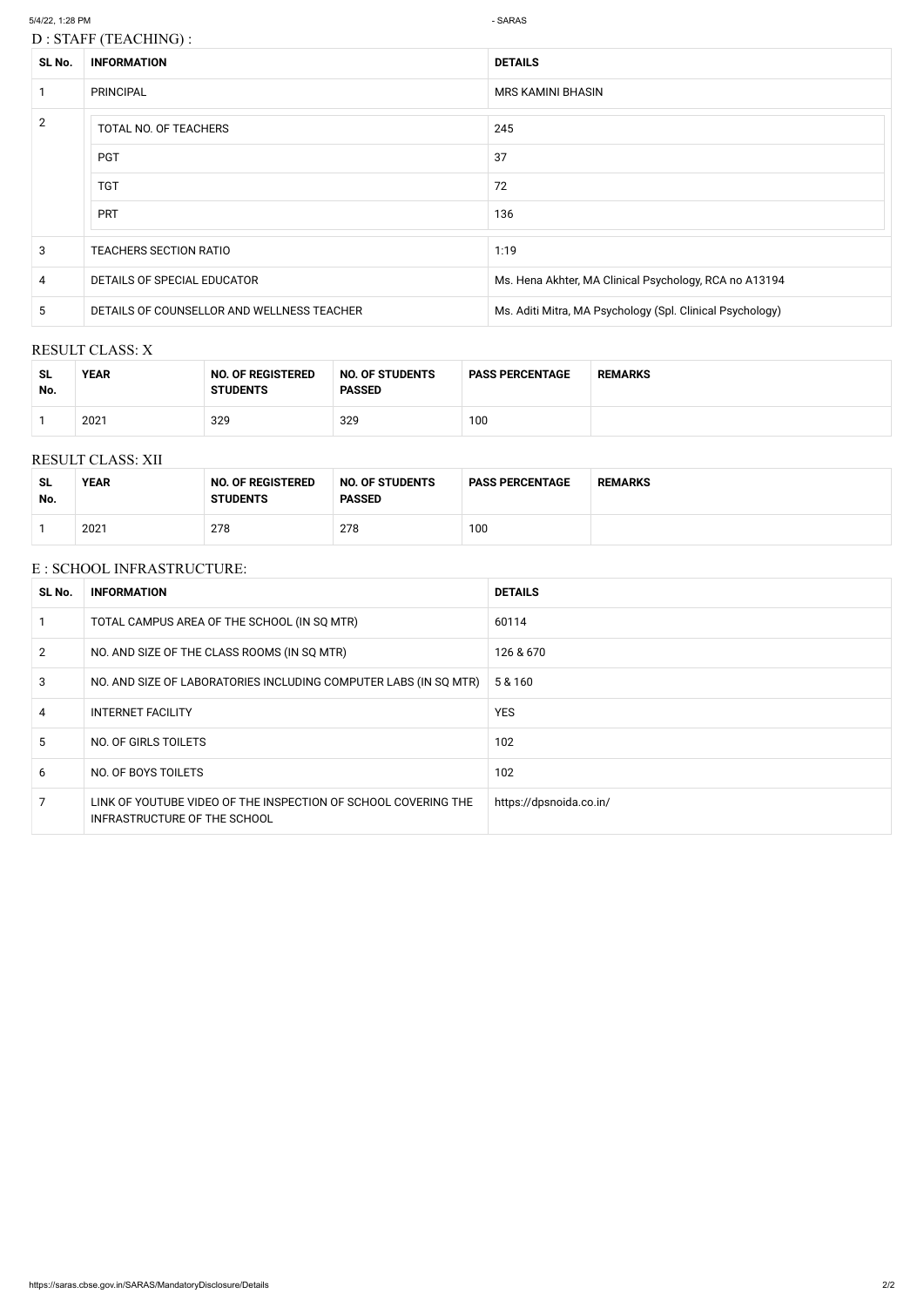## D : STAFF (TEACHING) :

| SL No. | INFORMATION | DETAILS |
|---|---|---|
| 1 | PRINCIPAL | MRS KAMINI BHASIN |
| 2 | TOTAL NO. OF TEACHERS | 245 |
| | PGT | 37 |
| | TGT | 72 |
| | PRT | 136 |
| 3 | TEACHERS SECTION RATIO | 1:19 |
| 4 | DETAILS OF SPECIAL EDUCATOR | Ms. Hena Akhter, MA Clinical Psychology, RCA no A13194 |
| 5 | DETAILS OF COUNSELLOR AND WELLNESS TEACHER | Ms. Aditi Mitra, MA Psychology (Spl. Clinical Psychology) |

## RESULT CLASS: X

| SL No. | YEAR | NO. OF REGISTERED STUDENTS | NO. OF STUDENTS PASSED | PASS PERCENTAGE | REMARKS |
|---|---|---|---|---|---|
| 1 | 2021 | 329 | 329 | 100 | |

## RESULT CLASS: XII

| SL No. | YEAR | NO. OF REGISTERED STUDENTS | NO. OF STUDENTS PASSED | PASS PERCENTAGE | REMARKS |
|---|---|---|---|---|---|
| 1 | 2021 | 278 | 278 | 100 | |

## E : SCHOOL INFRASTRUCTURE:

| SL No. | INFORMATION | DETAILS |
|---|---|---|
| 1 | TOTAL CAMPUS AREA OF THE SCHOOL (IN SQ MTR) | 60114 |
| 2 | NO. AND SIZE OF THE CLASS ROOMS (IN SQ MTR) | 126 & 670 |
| 3 | NO. AND SIZE OF LABORATORIES INCLUDING COMPUTER LABS (IN SQ MTR) | 5 & 160 |
| 4 | INTERNET FACILITY | YES |
| 5 | NO. OF GIRLS TOILETS | 102 |
| 6 | NO. OF BOYS TOILETS | 102 |
| 7 | LINK OF YOUTUBE VIDEO OF THE INSPECTION OF SCHOOL COVERING THE INFRASTRUCTURE OF THE SCHOOL | https://dpsnoida.co.in/ |